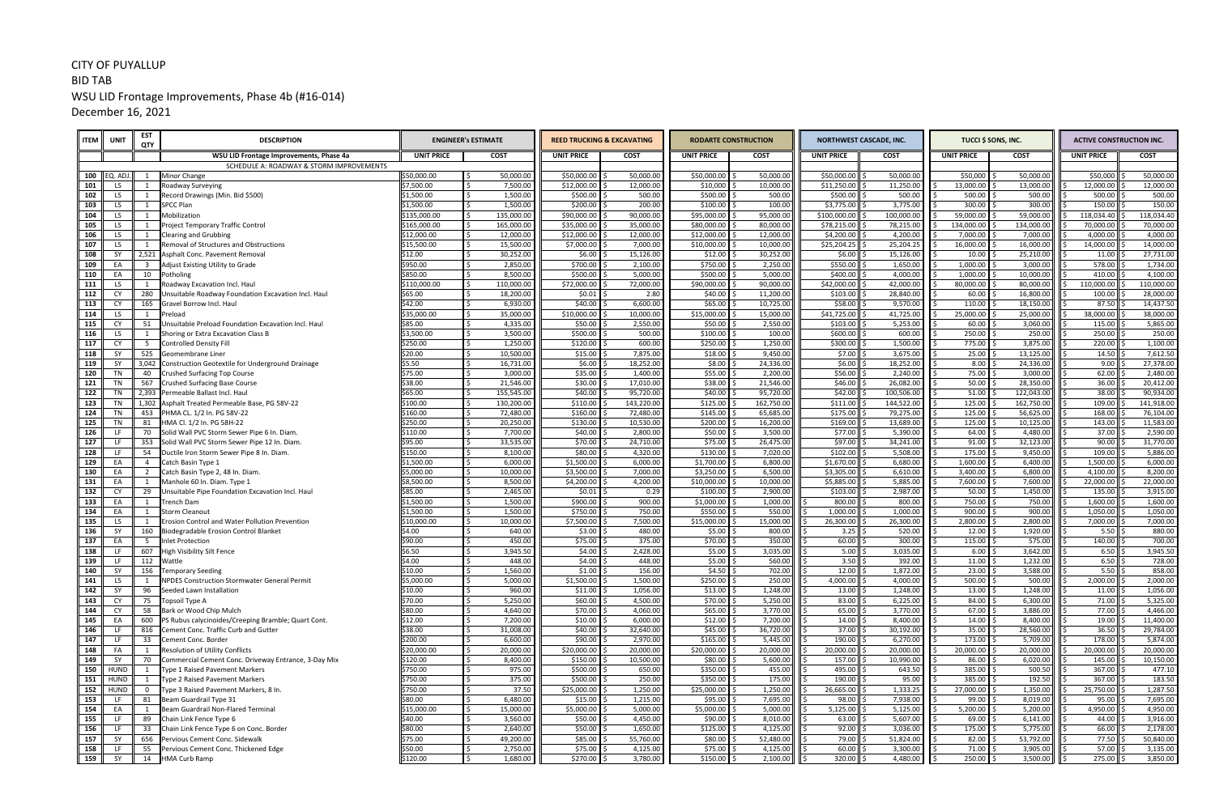CITY OF PUYALLUP

BID TAB

WSU LID Frontage Improvements, Phase 4b (#16-014)

December 16, 2021

| ITEM | UNIT | EST QTY | DESCRIPTION | ENGINEER's ESTIMATE | | REED TRUCKING & EXCAVATING | | RODARTE CONSTRUCTION | | NORTHWEST CASCADE, INC. | | TUCCI $ SONS, INC. | | ACTIVE CONSTRUCTION INC. | |
|---|---|---|---|---|---|---|---|---|---|---|---|---|---|---|---|
| | | | WSU LID Frontage Improvements, Phase 4a | UNIT PRICE | COST | UNIT PRICE | COST | UNIT PRICE | COST | UNIT PRICE | COST | UNIT PRICE | COST | UNIT PRICE | COST |
| | | | SCHEDULE A: ROADWAY & STORM IMPROVEMENTS | | | | | | | | | | | | |
| 100 | EQ. ADJ. | 1 | Minor Change | $50,000.00 | $ 50,000.00 | $50,000.00 | $ 50,000.00 | $50,000.00 | $ 50,000.00 | $50,000.00 | $ 50,000.00 | $50,000 | $ 50,000.00 | $50,000 | $ 50,000.00 |
| 101 | LS | 1 | Roadway Surveying | $7,500.00 | $ 7,500.00 | $12,000.00 | $ 12,000.00 | $10,000 | $ 10,000.00 | $11,250.00 | $ 11,250.00 | $ 13,000.00 | $ 13,000.00 | $ 12,000.00 | $ 12,000.00 |
| 102 | LS | 1 | Record Drawings (Min. Bid $500) | $1,500.00 | $ 1,500.00 | $500.00 | $ 500.00 | $500.00 | $ 500.00 | $500.00 | $ 500.00 | $ 500.00 | $ 500.00 | $ 500.00 | $ 500.00 |
| 103 | LS | 1 | SPCC Plan | $1,500.00 | $ 1,500.00 | $200.00 | $ 200.00 | $100.00 | $ 100.00 | $3,775.00 | $ 3,775.00 | $ 300.00 | $ 300.00 | $ 150.00 | $ 150.00 |
| 104 | LS | 1 | Mobilization | $135,000.00 | $ 135,000.00 | $90,000.00 | $ 90,000.00 | $95,000.00 | $ 95,000.00 | $100,000.00 | $ 100,000.00 | $ 59,000.00 | $ 59,000.00 | $ 118,034.40 | $ 118,034.40 |
| 105 | LS | 1 | Project Temporary Traffic Control | $165,000.00 | $ 165,000.00 | $35,000.00 | $ 35,000.00 | $80,000.00 | $ 80,000.00 | $78,215.00 | $ 78,215.00 | $ 134,000.00 | $ 134,000.00 | $ 70,000.00 | $ 70,000.00 |
| 106 | LS | 1 | Clearing and Grubbing | $12,000.00 | $ 12,000.00 | $12,000.00 | $ 12,000.00 | $12,000.00 | $ 12,000.00 | $4,200.00 | $ 4,200.00 | $ 7,000.00 | $ 7,000.00 | $ 4,000.00 | $ 4,000.00 |
| 107 | LS | 1 | Removal of Structures and Obstructions | $15,500.00 | $ 15,500.00 | $7,000.00 | $ 7,000.00 | $10,000.00 | $ 10,000.00 | $25,204.25 | $ 25,204.25 | $ 16,000.00 | $ 16,000.00 | $ 14,000.00 | $ 14,000.00 |
| 108 | SY | 2,521 | Asphalt Conc. Pavement Removal | $12.00 | $ 30,252.00 | $6.00 | $ 15,126.00 | $12.00 | $ 30,252.00 | $6.00 | $ 15,126.00 | $ 10.00 | $ 25,210.00 | $ 11.00 | $ 27,731.00 |
| 109 | EA | 3 | Adjust Existing Utility to Grade | $950.00 | $ 2,850.00 | $700.00 | $ 2,100.00 | $750.00 | $ 2,250.00 | $550.00 | $ 1,650.00 | $ 1,000.00 | $ 3,000.00 | $ 578.00 | $ 1,734.00 |
| 110 | EA | 10 | Potholing | $850.00 | $ 8,500.00 | $500.00 | $ 5,000.00 | $500.00 | $ 5,000.00 | $400.00 | $ 4,000.00 | $ 1,000.00 | $ 10,000.00 | $ 410.00 | $ 4,100.00 |
| 111 | LS | 1 | Roadway Excavation Incl. Haul | $110,000.00 | $ 110,000.00 | $72,000.00 | $ 72,000.00 | $90,000.00 | $ 90,000.00 | $42,000.00 | $ 42,000.00 | $ 80,000.00 | $ 80,000.00 | $ 110,000.00 | $ 110,000.00 |
| 112 | CY | 280 | Unsuitable Roadway Foundation Excavation Incl. Haul | $65.00 | $ 18,200.00 | $0.01 | $ 2.80 | $40.00 | $ 11,200.00 | $103.00 | $ 28,840.00 | $ 60.00 | $ 16,800.00 | $ 100.00 | $ 28,000.00 |
| 113 | CY | 165 | Gravel Borrow Incl. Haul | $42.00 | $ 6,930.00 | $40.00 | $ 6,600.00 | $65.00 | $ 10,725.00 | $58.00 | $ 9,570.00 | $ 110.00 | $ 18,150.00 | $ 87.50 | $ 14,437.50 |
| 114 | LS | 1 | Preload | $35,000.00 | $ 35,000.00 | $10,000.00 | $ 10,000.00 | $15,000.00 | $ 15,000.00 | $41,725.00 | $ 41,725.00 | $ 25,000.00 | $ 25,000.00 | $ 38,000.00 | $ 38,000.00 |
| 115 | CY | 51 | Unsuitable Preload Foundation Excavation Incl. Haul | $85.00 | $ 4,335.00 | $50.00 | $ 2,550.00 | $50.00 | $ 2,550.00 | $103.00 | $ 5,253.00 | $ 60.00 | $ 3,060.00 | $ 115.00 | $ 5,865.00 |
| 116 | LS | 1 | Shoring or Extra Excavation Class B | $3,500.00 | $ 3,500.00 | $500.00 | $ 500.00 | $100.00 | $ 100.00 | $600.00 | $ 600.00 | $ 250.00 | $ 250.00 | $ 250.00 | $ 250.00 |
| 117 | CY | 5 | Controlled Density Fill | $250.00 | $ 1,250.00 | $120.00 | $ 600.00 | $250.00 | $ 1,250.00 | $300.00 | $ 1,500.00 | $ 775.00 | $ 3,875.00 | $ 220.00 | $ 1,100.00 |
| 118 | SY | 525 | Geomembrane Liner | $20.00 | $ 10,500.00 | $15.00 | $ 7,875.00 | $18.00 | $ 9,450.00 | $7.00 | $ 3,675.00 | $ 25.00 | $ 13,125.00 | $ 14.50 | $ 7,612.50 |
| 119 | SY | 3,042 | Construction Geotextile for Underground Drainage | $5.50 | $ 16,731.00 | $6.00 | $ 18,252.00 | $8.00 | $ 24,336.00 | $6.00 | $ 18,252.00 | $ 8.00 | $ 24,336.00 | $ 9.00 | $ 27,378.00 |
| 120 | TN | 40 | Crushed Surfacing Top Course | $75.00 | $ 3,000.00 | $35.00 | $ 1,400.00 | $55.00 | $ 2,200.00 | $56.00 | $ 2,240.00 | $ 75.00 | $ 3,000.00 | $ 62.00 | $ 2,480.00 |
| 121 | TN | 567 | Crushed Surfacing Base Course | $38.00 | $ 21,546.00 | $30.00 | $ 17,010.00 | $38.00 | $ 21,546.00 | $46.00 | $ 26,082.00 | $ 50.00 | $ 28,350.00 | $ 36.00 | $ 20,412.00 |
| 122 | TN | 2,393 | Permeable Ballast Incl. Haul | $65.00 | $ 155,545.00 | $40.00 | $ 95,720.00 | $40.00 | $ 95,720.00 | $42.00 | $ 100,506.00 | $ 51.00 | $ 122,043.00 | $ 38.00 | $ 90,934.00 |
| 123 | TN | 1,302 | Asphalt Treated Permeable Base, PG 58V-22 | $100.00 | $ 130,200.00 | $110.00 | $ 143,220.00 | $125.00 | $ 162,750.00 | $111.00 | $ 144,522.00 | $ 125.00 | $ 162,750.00 | $ 109.00 | $ 141,918.00 |
| 124 | TN | 453 | PHMA CL. 1/2 In. PG 58V-22 | $160.00 | $ 72,480.00 | $160.00 | $ 72,480.00 | $145.00 | $ 65,685.00 | $175.00 | $ 79,275.00 | $ 125.00 | $ 56,625.00 | $ 168.00 | $ 76,104.00 |
| 125 | TN | 81 | HMA Cl. 1/2 In. PG 58H-22 | $250.00 | $ 20,250.00 | $130.00 | $ 10,530.00 | $200.00 | $ 16,200.00 | $169.00 | $ 13,689.00 | $ 125.00 | $ 10,125.00 | $ 143.00 | $ 11,583.00 |
| 126 | LF | 70 | Solid Wall PVC Storm Sewer Pipe 6 In. Diam. | $110.00 | $ 7,700.00 | $40.00 | $ 2,800.00 | $50.00 | $ 3,500.00 | $77.00 | $ 5,390.00 | $ 64.00 | $ 4,480.00 | $ 37.00 | $ 2,590.00 |
| 127 | LF | 353 | Solid Wall PVC Storm Sewer Pipe 12 In. Diam. | $95.00 | $ 33,535.00 | $70.00 | $ 24,710.00 | $75.00 | $ 26,475.00 | $97.00 | $ 34,241.00 | $ 91.00 | $ 32,123.00 | $ 90.00 | $ 31,770.00 |
| 128 | LF | 54 | Ductile Iron Storm Sewer Pipe 8 In. Diam. | $150.00 | $ 8,100.00 | $80.00 | $ 4,320.00 | $130.00 | $ 7,020.00 | $102.00 | $ 5,508.00 | $ 175.00 | $ 9,450.00 | $ 109.00 | $ 5,886.00 |
| 129 | EA | 4 | Catch Basin Type 1 | $1,500.00 | $ 6,000.00 | $1,500.00 | $ 6,000.00 | $1,700.00 | $ 6,800.00 | $1,670.00 | $ 6,680.00 | $ 1,600.00 | $ 6,400.00 | $ 1,500.00 | $ 6,000.00 |
| 130 | EA | 2 | Catch Basin Type 2, 48 In. Diam. | $5,000.00 | $ 10,000.00 | $3,500.00 | $ 7,000.00 | $3,250.00 | $ 6,500.00 | $3,305.00 | $ 6,610.00 | $ 3,400.00 | $ 6,800.00 | $ 4,100.00 | $ 8,200.00 |
| 131 | EA | 1 | Manhole 60 In. Diam. Type 1 | $8,500.00 | $ 8,500.00 | $4,200.00 | $ 4,200.00 | $10,000.00 | $ 10,000.00 | $5,885.00 | $ 5,885.00 | $ 7,600.00 | $ 7,600.00 | $ 22,000.00 | $ 22,000.00 |
| 132 | CY | 29 | Unsuitable Pipe Foundation Excavation Incl. Haul | $85.00 | $ 2,465.00 | $0.01 | $ 0.29 | $100.00 | $ 2,900.00 | $103.00 | $ 2,987.00 | $ 50.00 | $ 1,450.00 | $ 135.00 | $ 3,915.00 |
| 133 | EA | 1 | Trench Dam | $1,500.00 | $ 1,500.00 | $900.00 | $ 900.00 | $1,000.00 | $ 1,000.00 | $ 800.00 | $ 800.00 | $ 750.00 | $ 750.00 | $ 1,600.00 | $ 1,600.00 |
| 134 | EA | 1 | Storm Cleanout | $1,500.00 | $ 1,500.00 | $750.00 | $ 750.00 | $550.00 | $ 550.00 | $ 1,000.00 | $ 1,000.00 | $ 900.00 | $ 900.00 | $ 1,050.00 | $ 1,050.00 |
| 135 | LS | 1 | Erosion Control and Water Pollution Prevention | $10,000.00 | $ 10,000.00 | $7,500.00 | $ 7,500.00 | $15,000.00 | $ 15,000.00 | $ 26,300.00 | $ 26,300.00 | $ 2,800.00 | $ 2,800.00 | $ 7,000.00 | $ 7,000.00 |
| 136 | SY | 160 | Biodegradable Erosion Control Blanket | $4.00 | $ 640.00 | $3.00 | $ 480.00 | $5.00 | $ 800.00 | $ 3.25 | $ 520.00 | $ 12.00 | $ 1,920.00 | $ 5.50 | $ 880.00 |
| 137 | EA | 5 | Inlet Protection | $90.00 | $ 450.00 | $75.00 | $ 375.00 | $70.00 | $ 350.00 | $ 60.00 | $ 300.00 | $ 115.00 | $ 575.00 | $ 140.00 | $ 700.00 |
| 138 | LF | 607 | High Visibility Silt Fence | $6.50 | $ 3,945.50 | $4.00 | $ 2,428.00 | $5.00 | $ 3,035.00 | $ 5.00 | $ 3,035.00 | $ 6.00 | $ 3,642.00 | $ 6.50 | $ 3,945.50 |
| 139 | LF | 112 | Wattle | $4.00 | $ 448.00 | $4.00 | $ 448.00 | $5.00 | $ 560.00 | $ 3.50 | $ 392.00 | $ 11.00 | $ 1,232.00 | $ 6.50 | $ 728.00 |
| 140 | SY | 156 | Temporary Seeding | $10.00 | $ 1,560.00 | $1.00 | $ 156.00 | $4.50 | $ 702.00 | $ 12.00 | $ 1,872.00 | $ 23.00 | $ 3,588.00 | $ 5.50 | $ 858.00 |
| 141 | LS | 1 | NPDES Construction Stormwater General Permit | $5,000.00 | $ 5,000.00 | $1,500.00 | $ 1,500.00 | $250.00 | $ 250.00 | $ 4,000.00 | $ 4,000.00 | $ 500.00 | $ 500.00 | $ 2,000.00 | $ 2,000.00 |
| 142 | SY | 96 | Seeded Lawn Installation | $10.00 | $ 960.00 | $11.00 | $ 1,056.00 | $13.00 | $ 1,248.00 | $ 13.00 | $ 1,248.00 | $ 13.00 | $ 1,248.00 | $ 11.00 | $ 1,056.00 |
| 143 | CY | 75 | Topsoil Type A | $70.00 | $ 5,250.00 | $60.00 | $ 4,500.00 | $70.00 | $ 5,250.00 | $ 83.00 | $ 6,225.00 | $ 84.00 | $ 6,300.00 | $ 71.00 | $ 5,325.00 |
| 144 | CY | 58 | Bark or Wood Chip Mulch | $80.00 | $ 4,640.00 | $70.00 | $ 4,060.00 | $65.00 | $ 3,770.00 | $ 65.00 | $ 3,770.00 | $ 67.00 | $ 3,886.00 | $ 77.00 | $ 4,466.00 |
| 145 | EA | 600 | PS Rubus calycinoides/Creeping Bramble; Quart Cont. | $12.00 | $ 7,200.00 | $10.00 | $ 6,000.00 | $12.00 | $ 7,200.00 | $ 14.00 | $ 8,400.00 | $ 14.00 | $ 8,400.00 | $ 19.00 | $ 11,400.00 |
| 146 | LF | 816 | Cement Conc. Traffic Curb and Gutter | $38.00 | $ 31,008.00 | $40.00 | $ 32,640.00 | $45.00 | $ 36,720.00 | $ 37.00 | $ 30,192.00 | $ 35.00 | $ 28,560.00 | $ 36.50 | $ 29,784.00 |
| 147 | LF | 33 | Cement Conc. Border | $200.00 | $ 6,600.00 | $90.00 | $ 2,970.00 | $165.00 | $ 5,445.00 | $ 190.00 | $ 6,270.00 | $ 173.00 | $ 5,709.00 | $ 178.00 | $ 5,874.00 |
| 148 | FA | 1 | Resolution of Utility Conflicts | $20,000.00 | $ 20,000.00 | $20,000.00 | $ 20,000.00 | $20,000.00 | $ 20,000.00 | $ 20,000.00 | $ 20,000.00 | $ 20,000.00 | $ 20,000.00 | $ 20,000.00 | $ 20,000.00 |
| 149 | SY | 70 | Commercial Cement Conc. Driveway Entrance, 3-Day Mix | $120.00 | $ 8,400.00 | $150.00 | $ 10,500.00 | $80.00 | $ 5,600.00 | $ 157.00 | $ 10,990.00 | $ 86.00 | $ 6,020.00 | $ 145.00 | $ 10,150.00 |
| 150 | HUND | 1 | Type 1 Raised Pavement Markers | $750.00 | $ 975.00 | $500.00 | $ 650.00 | $350.00 | $ 455.00 | $ 495.00 | $ 643.50 | $ 385.00 | $ 500.50 | $ 367.00 | $ 477.10 |
| 151 | HUND | 1 | Type 2 Raised Pavement Markers | $750.00 | $ 375.00 | $500.00 | $ 250.00 | $350.00 | $ 175.00 | $ 190.00 | $ 95.00 | $ 385.00 | $ 192.50 | $ 367.00 | $ 183.50 |
| 152 | HUND | 0 | Type 3 Raised Pavement Markers, 8 In. | $750.00 | $ 37.50 | $25,000.00 | $ 1,250.00 | $25,000.00 | $ 1,250.00 | $ 26,665.00 | $ 1,333.25 | $ 27,000.00 | $ 1,350.00 | $ 25,750.00 | $ 1,287.50 |
| 153 | LF | 81 | Beam Guardrail Type 31 | $80.00 | $ 6,480.00 | $15.00 | $ 1,215.00 | $95.00 | $ 7,695.00 | $ 98.00 | $ 7,938.00 | $ 99.00 | $ 8,019.00 | $ 95.00 | $ 7,695.00 |
| 154 | EA | 1 | Beam Guardrail Non-Flared Terminal | $15,000.00 | $ 15,000.00 | $5,000.00 | $ 5,000.00 | $5,000.00 | $ 5,000.00 | $ 5,125.00 | $ 5,125.00 | $ 5,200.00 | $ 5,200.00 | $ 4,950.00 | $ 4,950.00 |
| 155 | LF | 89 | Chain Link Fence Type 6 | $40.00 | $ 3,560.00 | $50.00 | $ 4,450.00 | $90.00 | $ 8,010.00 | $ 63.00 | $ 5,607.00 | $ 69.00 | $ 6,141.00 | $ 44.00 | $ 3,916.00 |
| 156 | LF | 33 | Chain Link Fence Type 6 on Conc. Border | $80.00 | $ 2,640.00 | $50.00 | $ 1,650.00 | $125.00 | $ 4,125.00 | $ 92.00 | $ 3,036.00 | $ 175.00 | $ 5,775.00 | $ 66.00 | $ 2,178.00 |
| 157 | SY | 656 | Pervious Cement Conc. Sidewalk | $75.00 | $ 49,200.00 | $85.00 | $ 55,760.00 | $80.00 | $ 52,480.00 | $ 79.00 | $ 51,824.00 | $ 82.00 | $ 53,792.00 | $ 77.50 | $ 50,840.00 |
| 158 | LF | 55 | Pervious Cement Conc. Thickened Edge | $50.00 | $ 2,750.00 | $75.00 | $ 4,125.00 | $75.00 | $ 4,125.00 | $ 60.00 | $ 3,300.00 | $ 71.00 | $ 3,905.00 | $ 57.00 | $ 3,135.00 |
| 159 | SY | 14 | HMA Curb Ramp | $120.00 | $ 1,680.00 | $270.00 | $ 3,780.00 | $150.00 | $ 2,100.00 | $ 320.00 | $ 4,480.00 | $ 250.00 | $ 3,500.00 | $ 275.00 | $ 3,850.00 |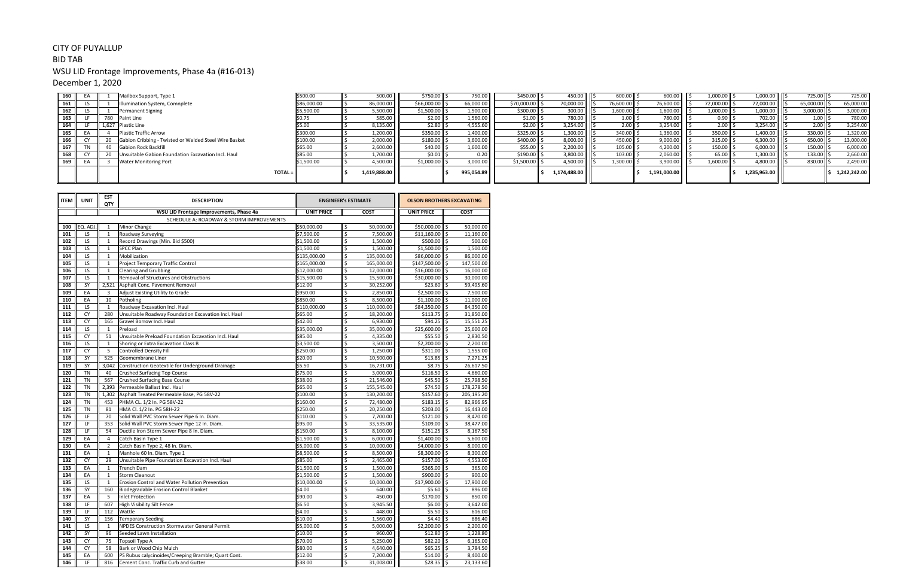# CITY OF PUYALLUP

## BID TAB

## WSU LID Frontage Improvements, Phase 4a (#16-013)

December 1, 2020

| ITEM | UNIT | EST QTY | DESCRIPTION | | | | | | | | | | | | | | |
|---|---|---|---|---|---|---|---|---|---|---|---|---|---|---|---|---|---|
| 160 | EA | 1 | Mailbox Support, Type 1 | $500.00 | $ 500.00 | $750.00 | $ 750.00 | $450.00 | $ 450.00 | $ 600.00 | $ 600.00 | $ 1,000.00 | $ 1,000.00 | $ 725.00 | $ 725.00 |
| 161 | LS | 1 | Illumination System, Comnplete | $86,000.00 | $ 86,000.00 | $66,000.00 | $ 66,000.00 | $70,000.00 | $ 70,000.00 | $ 76,600.00 | $ 76,600.00 | $ 72,000.00 | $ 72,000.00 | $ 65,000.00 | $ 65,000.00 |
| 162 | LS | 1 | Permanent Signing | $5,500.00 | $ 5,500.00 | $1,500.00 | $ 1,500.00 | $300.00 | $ 300.00 | $ 1,600.00 | $ 1,600.00 | $ 1,000.00 | $ 1,000.00 | $ 3,000.00 | $ 3,000.00 |
| 163 | LF | 780 | Paint Line | $0.75 | $ 585.00 | $2.00 | $ 1,560.00 | $1.00 | $ 780.00 | $ 1.00 | $ 780.00 | $ 0.90 | $ 702.00 | $ 1.00 | $ 780.00 |
| 164 | LF | 1,627 | Plastic Line | $5.00 | $ 8,135.00 | $2.80 | $ 4,555.60 | $2.00 | $ 3,254.00 | $ 2.00 | $ 3,254.00 | $ 2.00 | $ 3,254.00 | $ 2.00 | $ 3,254.00 |
| 165 | EA | 4 | Plastic Traffic Arrow | $300.00 | $ 1,200.00 | $350.00 | $ 1,400.00 | $325.00 | $ 1,300.00 | $ 340.00 | $ 1,360.00 | $ 350.00 | $ 1,400.00 | $ 330.00 | $ 1,320.00 |
| 166 | CY | 20 | Gabion Cribbing - Twisted or Welded Steel Wire Basket | $100.00 | $ 2,000.00 | $180.00 | $ 3,600.00 | $400.00 | $ 8,000.00 | $ 450.00 | $ 9,000.00 | $ 315.00 | $ 6,300.00 | $ 650.00 | $ 13,000.00 |
| 167 | TN | 40 | Gabion Rock Backfill | $65.00 | $ 2,600.00 | $40.00 | $ 1,600.00 | $55.00 | $ 2,200.00 | $ 105.00 | $ 4,200.00 | $ 150.00 | $ 6,000.00 | $ 150.00 | $ 6,000.00 |
| 168 | CY | 20 | Unsuitable Gabion Foundation Excavation Incl. Haul | $85.00 | $ 1,700.00 | $0.01 | $ 0.20 | $190.00 | $ 3,800.00 | $ 103.00 | $ 2,060.00 | $ 65.00 | $ 1,300.00 | $ 133.00 | $ 2,660.00 |
| 169 | EA | 3 | Water Monitoring Port | $1,500.00 | $ 4,500.00 | $1,000.00 | $ 3,000.00 | $1,500.00 | $ 4,500.00 | $ 1,300.00 | $ 3,900.00 | $ 1,600.00 | $ 4,800.00 | $ 830.00 | $ 2,490.00 |
| | | | TOTAL = | | $ 1,419,888.00 | | $ 995,054.89 | | $ 1,174,488.00 | | $ 1,191,000.00 | | $ 1,235,963.00 | | $ 1,242,242.00 |

| ITEM | UNIT | EST QTY | DESCRIPTION | ENGINEER's ESTIMATE | | OLSON BROTHERS EXCAVATING | |
|---|---|---|---|---|---|---|---|
| | | | WSU LID Frontage Improvements, Phase 4a | UNIT PRICE | COST | UNIT PRICE | COST |
| | | | SCHEDULE A: ROADWAY & STORM IMPROVEMENTS | | | | |
| 100 | EQ. ADJ. | 1 | Minor Change | $50,000.00 | $ 50,000.00 | $50,000.00 | $ 50,000.00 |
| 101 | LS | 1 | Roadway Surveying | $7,500.00 | $ 7,500.00 | $11,160.00 | $ 11,160.00 |
| 102 | LS | 1 | Record Drawings (Min. Bid $500) | $1,500.00 | $ 1,500.00 | $500.00 | $ 500.00 |
| 103 | LS | 1 | SPCC Plan | $1,500.00 | $ 1,500.00 | $1,500.00 | $ 1,500.00 |
| 104 | LS | 1 | Mobilization | $135,000.00 | $ 135,000.00 | $86,000.00 | $ 86,000.00 |
| 105 | LS | 1 | Project Temporary Traffic Control | $165,000.00 | $ 165,000.00 | $147,500.00 | $ 147,500.00 |
| 106 | LS | 1 | Clearing and Grubbing | $12,000.00 | $ 12,000.00 | $16,000.00 | $ 16,000.00 |
| 107 | LS | 1 | Removal of Structures and Obstructions | $15,500.00 | $ 15,500.00 | $30,000.00 | $ 30,000.00 |
| 108 | SY | 2,521 | Asphalt Conc. Pavement Removal | $12.00 | $ 30,252.00 | $23.60 | $ 59,495.60 |
| 109 | EA | 3 | Adjust Existing Utility to Grade | $950.00 | $ 2,850.00 | $2,500.00 | $ 7,500.00 |
| 110 | EA | 10 | Potholing | $850.00 | $ 8,500.00 | $1,100.00 | $ 11,000.00 |
| 111 | LS | 1 | Roadway Excavation Incl. Haul | $110,000.00 | $ 110,000.00 | $84,350.00 | $ 84,350.00 |
| 112 | CY | 280 | Unsuitable Roadway Foundation Excavation Incl. Haul | $65.00 | $ 18,200.00 | $113.75 | $ 31,850.00 |
| 113 | CY | 165 | Gravel Borrow Incl. Haul | $42.00 | $ 6,930.00 | $94.25 | $ 15,551.25 |
| 114 | LS | 1 | Preload | $35,000.00 | $ 35,000.00 | $25,600.00 | $ 25,600.00 |
| 115 | CY | 51 | Unsuitable Preload Foundation Excavation Incl. Haul | $85.00 | $ 4,335.00 | $55.50 | $ 2,830.50 |
| 116 | LS | 1 | Shoring or Extra Excavation Class B | $3,500.00 | $ 3,500.00 | $2,200.00 | $ 2,200.00 |
| 117 | CY | 5 | Controlled Density Fill | $250.00 | $ 1,250.00 | $311.00 | $ 1,555.00 |
| 118 | SY | 525 | Geomembrane Liner | $20.00 | $ 10,500.00 | $13.85 | $ 7,271.25 |
| 119 | SY | 3,042 | Construction Geotextile for Underground Drainage | $5.50 | $ 16,731.00 | $8.75 | $ 26,617.50 |
| 120 | TN | 40 | Crushed Surfacing Top Course | $75.00 | $ 3,000.00 | $116.50 | $ 4,660.00 |
| 121 | TN | 567 | Crushed Surfacing Base Course | $38.00 | $ 21,546.00 | $45.50 | $ 25,798.50 |
| 122 | TN | 2,393 | Permeable Ballast Incl. Haul | $65.00 | $ 155,545.00 | $74.50 | $ 178,278.50 |
| 123 | TN | 1,302 | Asphalt Treated Permeable Base, PG 58V-22 | $100.00 | $ 130,200.00 | $157.60 | $ 205,195.20 |
| 124 | TN | 453 | PHMA CL. 1/2 In. PG 58V-22 | $160.00 | $ 72,480.00 | $183.15 | $ 82,966.95 |
| 125 | TN | 81 | HMA Cl. 1/2 In. PG 58H-22 | $250.00 | $ 20,250.00 | $203.00 | $ 16,443.00 |
| 126 | LF | 70 | Solid Wall PVC Storm Sewer Pipe 6 In. Diam. | $110.00 | $ 7,700.00 | $121.00 | $ 8,470.00 |
| 127 | LF | 353 | Solid Wall PVC Storm Sewer Pipe 12 In. Diam. | $95.00 | $ 33,535.00 | $109.00 | $ 38,477.00 |
| 128 | LF | 54 | Ductile Iron Storm Sewer Pipe 8 In. Diam. | $150.00 | $ 8,100.00 | $151.25 | $ 8,167.50 |
| 129 | EA | 4 | Catch Basin Type 1 | $1,500.00 | $ 6,000.00 | $1,400.00 | $ 5,600.00 |
| 130 | EA | 2 | Catch Basin Type 2, 48 In. Diam. | $5,000.00 | $ 10,000.00 | $4,000.00 | $ 8,000.00 |
| 131 | EA | 1 | Manhole 60 In. Diam. Type 1 | $8,500.00 | $ 8,500.00 | $8,300.00 | $ 8,300.00 |
| 132 | CY | 29 | Unsuitable Pipe Foundation Excavation Incl. Haul | $85.00 | $ 2,465.00 | $157.00 | $ 4,553.00 |
| 133 | EA | 1 | Trench Dam | $1,500.00 | $ 1,500.00 | $365.00 | $ 365.00 |
| 134 | EA | 1 | Storm Cleanout | $1,500.00 | $ 1,500.00 | $900.00 | $ 900.00 |
| 135 | LS | 1 | Erosion Control and Water Pollution Prevention | $10,000.00 | $ 10,000.00 | $17,900.00 | $ 17,900.00 |
| 136 | SY | 160 | Biodegradable Erosion Control Blanket | $4.00 | $ 640.00 | $5.60 | $ 896.00 |
| 137 | EA | 5 | Inlet Protection | $90.00 | $ 450.00 | $170.00 | $ 850.00 |
| 138 | LF | 607 | High Visibility Silt Fence | $6.50 | $ 3,945.50 | $6.00 | $ 3,642.00 |
| 139 | LF | 112 | Wattle | $4.00 | $ 448.00 | $5.50 | $ 616.00 |
| 140 | SY | 156 | Temporary Seeding | $10.00 | $ 1,560.00 | $4.40 | $ 686.40 |
| 141 | LS | 1 | NPDES Construction Stormwater General Permit | $5,000.00 | $ 5,000.00 | $2,200.00 | $ 2,200.00 |
| 142 | SY | 96 | Seeded Lawn Installation | $10.00 | $ 960.00 | $12.80 | $ 1,228.80 |
| 143 | CY | 75 | Topsoil Type A | $70.00 | $ 5,250.00 | $82.20 | $ 6,165.00 |
| 144 | CY | 58 | Bark or Wood Chip Mulch | $80.00 | $ 4,640.00 | $65.25 | $ 3,784.50 |
| 145 | EA | 600 | PS Rubus calycinoides/Creeping Bramble; Quart Cont. | $12.00 | $ 7,200.00 | $14.00 | $ 8,400.00 |
| 146 | LF | 816 | Cement Conc. Traffic Curb and Gutter | $38.00 | $ 31,008.00 | $28.35 | $ 23,133.60 |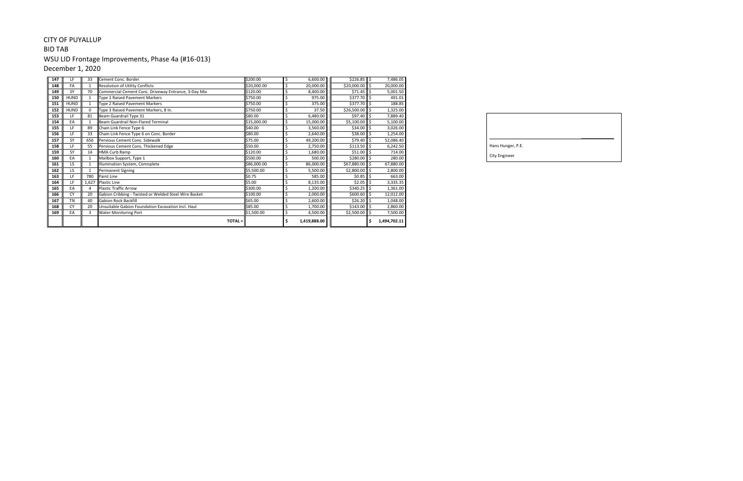CITY OF PUYALLUP

BID TAB

WSU LID Frontage Improvements, Phase 4a (#16-013)

December 1, 2020

| | | | | | | | |
|---|---|---|---|---|---|---|---|
| 147 | LF | 33 | Cement Conc. Border | $200.00 | $ 6,600.00 | $226.85 | $ 7,486.05 |
| 148 | FA | 1 | Resolution of Utility Conflicts | $20,000.00 | $ 20,000.00 | $20,000.00 | $ 20,000.00 |
| 149 | SY | 70 | Commercial Cement Conc. Driveway Entrance, 3-Day Mix | $120.00 | $ 8,400.00 | $71.45 | $ 5,001.50 |
| 150 | HUND | 1 | Type 1 Raised Pavement Markers | $750.00 | $ 975.00 | $377.70 | $ 491.01 |
| 151 | HUND | 1 | Type 2 Raised Pavement Markers | $750.00 | $ 375.00 | $377.70 | $ 188.85 |
| 152 | HUND | 0 | Type 3 Raised Pavement Markers, 8 In. | $750.00 | $ 37.50 | $26,500.00 | $ 1,325.00 |
| 153 | LF | 81 | Beam Guardrail Type 31 | $80.00 | $ 6,480.00 | $97.40 | $ 7,889.40 |
| 154 | EA | 1 | Beam Guardrail Non-Flared Terminal | $15,000.00 | $ 15,000.00 | $5,100.00 | $ 5,100.00 |
| 155 | LF | 89 | Chain Link Fence Type 6 | $40.00 | $ 3,560.00 | $34.00 | $ 3,026.00 |
| 156 | LF | 33 | Chain Link Fence Type 6 on Conc. Border | $80.00 | $ 2,640.00 | $38.00 | $ 1,254.00 |
| 157 | SY | 656 | Pervious Cement Conc. Sidewalk | $75.00 | $ 49,200.00 | $79.40 | $ 52,086.40 |
| 158 | LF | 55 | Pervious Cement Conc. Thickened Edge | $50.00 | $ 2,750.00 | $113.50 | $ 6,242.50 |
| 159 | SY | 14 | HMA Curb Ramp | $120.00 | $ 1,680.00 | $51.00 | $ 714.00 |
| 160 | EA | 1 | Mailbox Support, Type 1 | $500.00 | $ 500.00 | $280.00 | $ 280.00 |
| 161 | LS | 1 | Illumination System, Comnplete | $86,000.00 | $ 86,000.00 | $67,880.00 | $ 67,880.00 |
| 162 | LS | 1 | Permanent Signing | $5,500.00 | $ 5,500.00 | $2,800.00 | $ 2,800.00 |
| 163 | LF | 780 | Paint Line | $0.75 | $ 585.00 | $0.85 | $ 663.00 |
| 164 | LF | 1,627 | Plastic Line | $5.00 | $ 8,135.00 | $2.05 | $ 3,335.35 |
| 165 | EA | 4 | Plastic Traffic Arrow | $300.00 | $ 1,200.00 | $340.25 | $ 1,361.00 |
| 166 | CY | 20 | Gabion Cribbing - Twisted or Welded Steel Wire Basket | $100.00 | $ 2,000.00 | $600.60 | $ 12,012.00 |
| 167 | TN | 40 | Gabion Rock Backfill | $65.00 | $ 2,600.00 | $26.20 | $ 1,048.00 |
| 168 | CY | 20 | Unsuitable Gabion Foundation Excavation Incl. Haul | $85.00 | $ 1,700.00 | $143.00 | $ 2,860.00 |
| 169 | EA | 3 | Water Monitoring Port | $1,500.00 | $ 4,500.00 | $2,500.00 | $ 7,500.00 |
| | | | TOTAL = | | $ 1,419,888.00 | | $ 1,494,702.11 |

Hans Hunger, P.E.

City Engineer